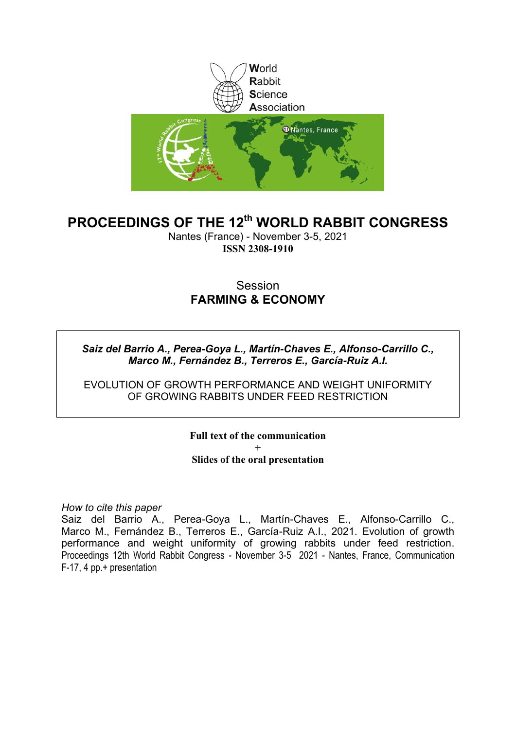World
Rabbit
Science
Association

# PROCEEDINGS OF THE 12th WORLD RABBIT CONGRESS

Nantes (France) - November 3-5, 2021

**ISSN 2308-1910**

## Session
## FARMING & ECONOMY

***Saiz del Barrio A., Perea-Goya L., Martín-Chaves E., Alfonso-Carrillo C., Marco M., Fernández B., Terreros E., García-Ruiz A.I.***

EVOLUTION OF GROWTH PERFORMANCE AND WEIGHT UNIFORMITY OF GROWING RABBITS UNDER FEED RESTRICTION

**Full text of the communication**

**+**

**Slides of the oral presentation**

*How to cite this paper*

Saiz del Barrio A., Perea-Goya L., Martín-Chaves E., Alfonso-Carrillo C., Marco M., Fernández B., Terreros E., García-Ruiz A.I., 2021. Evolution of growth performance and weight uniformity of growing rabbits under feed restriction. Proceedings 12th World Rabbit Congress - November 3-5 2021 - Nantes, France, Communication F-17, 4 pp.+ presentation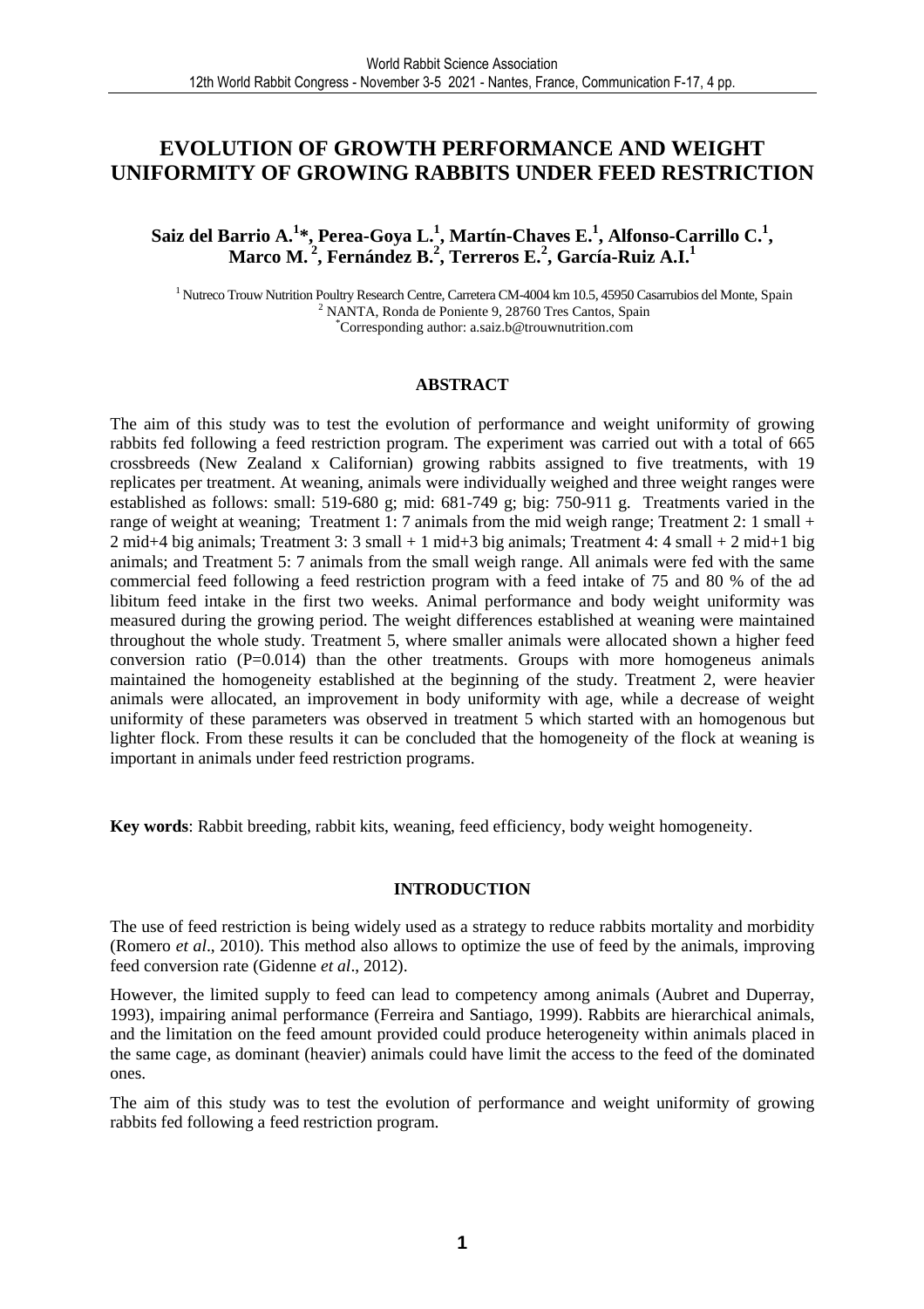# EVOLUTION OF GROWTH PERFORMANCE AND WEIGHT UNIFORMITY OF GROWING RABBITS UNDER FEED RESTRICTION

**Saiz del Barrio A.[1]\*, Perea-Goya L.[1], Martín-Chaves E.[1], Alfonso-Carrillo C.[1], Marco M.[2], Fernández B.[2], Terreros E.[2], García-Ruiz A.I.[1]**

[1] Nutreco Trouw Nutrition Poultry Research Centre, Carretera CM-4004 km 10.5, 45950 Casarrubios del Monte, Spain
[2] NANTA, Ronda de Poniente 9, 28760 Tres Cantos, Spain
\*Corresponding author: a.saiz.b@trouwnutrition.com

## ABSTRACT

The aim of this study was to test the evolution of performance and weight uniformity of growing rabbits fed following a feed restriction program. The experiment was carried out with a total of 665 crossbreeds (New Zealand x Californian) growing rabbits assigned to five treatments, with 19 replicates per treatment. At weaning, animals were individually weighed and three weight ranges were established as follows: small: 519-680 g; mid: 681-749 g; big: 750-911 g. Treatments varied in the range of weight at weaning; Treatment 1: 7 animals from the mid weigh range; Treatment 2: 1 small + 2 mid+4 big animals; Treatment 3: 3 small + 1 mid+3 big animals; Treatment 4: 4 small + 2 mid+1 big animals; and Treatment 5: 7 animals from the small weigh range. All animals were fed with the same commercial feed following a feed restriction program with a feed intake of 75 and 80 % of the ad libitum feed intake in the first two weeks. Animal performance and body weight uniformity was measured during the growing period. The weight differences established at weaning were maintained throughout the whole study. Treatment 5, where smaller animals were allocated shown a higher feed conversion ratio (P=0.014) than the other treatments. Groups with more homogeneus animals maintained the homogeneity established at the beginning of the study. Treatment 2, were heavier animals were allocated, an improvement in body uniformity with age, while a decrease of weight uniformity of these parameters was observed in treatment 5 which started with an homogenous but lighter flock. From these results it can be concluded that the homogeneity of the flock at weaning is important in animals under feed restriction programs.

**Key words**: Rabbit breeding, rabbit kits, weaning, feed efficiency, body weight homogeneity.

## INTRODUCTION

The use of feed restriction is being widely used as a strategy to reduce rabbits mortality and morbidity (Romero *et al*., 2010). This method also allows to optimize the use of feed by the animals, improving feed conversion rate (Gidenne *et al*., 2012).

However, the limited supply to feed can lead to competency among animals (Aubret and Duperray, 1993), impairing animal performance (Ferreira and Santiago, 1999). Rabbits are hierarchical animals, and the limitation on the feed amount provided could produce heterogeneity within animals placed in the same cage, as dominant (heavier) animals could have limit the access to the feed of the dominated ones.

The aim of this study was to test the evolution of performance and weight uniformity of growing rabbits fed following a feed restriction program.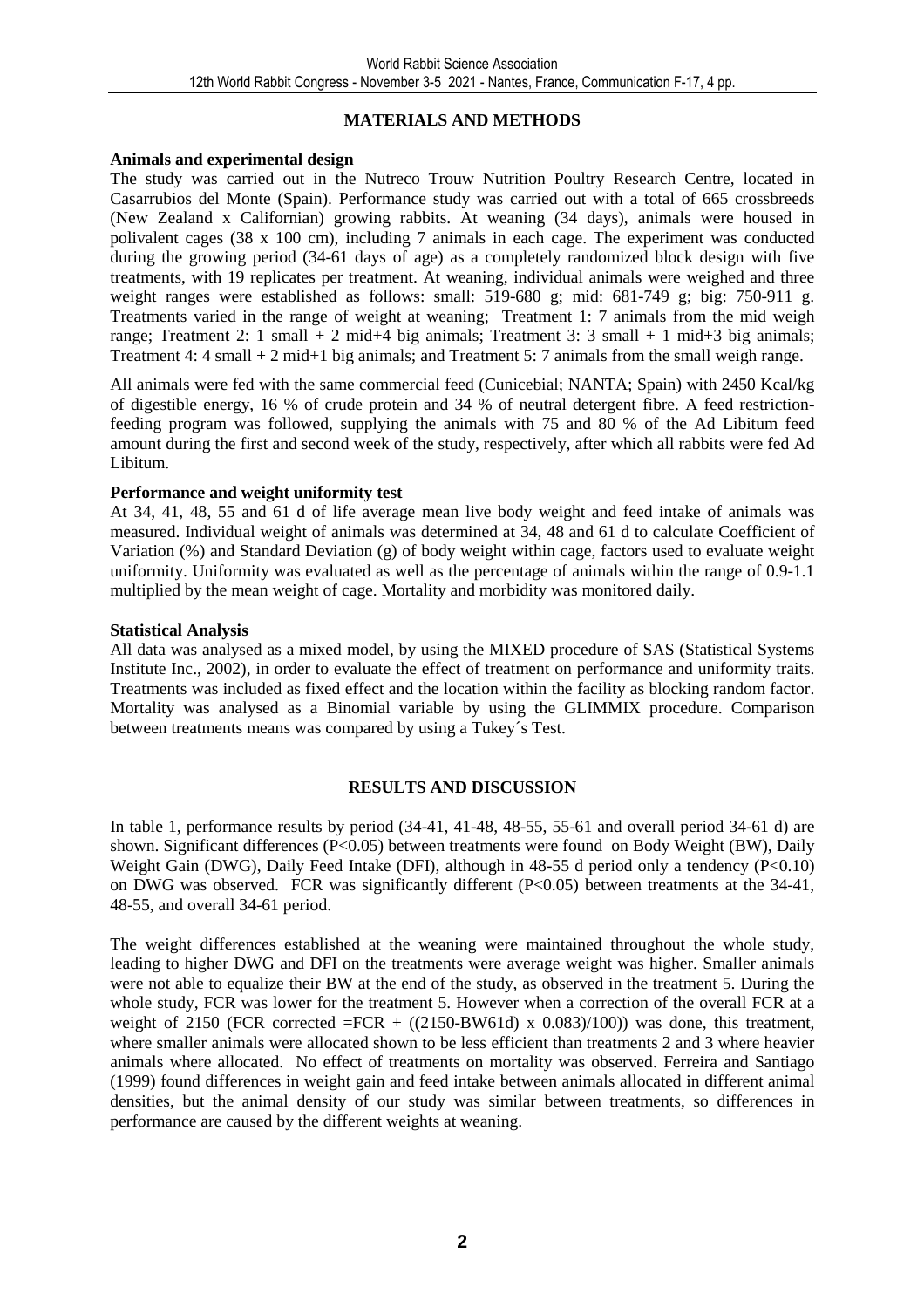## MATERIALS AND METHODS

### Animals and experimental design

The study was carried out in the Nutreco Trouw Nutrition Poultry Research Centre, located in Casarrubios del Monte (Spain). Performance study was carried out with a total of 665 crossbreeds (New Zealand x Californian) growing rabbits. At weaning (34 days), animals were housed in polivalent cages (38 x 100 cm), including 7 animals in each cage. The experiment was conducted during the growing period (34-61 days of age) as a completely randomized block design with five treatments, with 19 replicates per treatment. At weaning, individual animals were weighed and three weight ranges were established as follows: small: 519-680 g; mid: 681-749 g; big: 750-911 g. Treatments varied in the range of weight at weaning; Treatment 1: 7 animals from the mid weigh range; Treatment 2: 1 small + 2 mid+4 big animals; Treatment 3: 3 small + 1 mid+3 big animals; Treatment 4: 4 small + 2 mid+1 big animals; and Treatment 5: 7 animals from the small weigh range.

All animals were fed with the same commercial feed (Cunicebial; NANTA; Spain) with 2450 Kcal/kg of digestible energy, 16 % of crude protein and 34 % of neutral detergent fibre. A feed restriction-feeding program was followed, supplying the animals with 75 and 80 % of the Ad Libitum feed amount during the first and second week of the study, respectively, after which all rabbits were fed Ad Libitum.

### Performance and weight uniformity test

At 34, 41, 48, 55 and 61 d of life average mean live body weight and feed intake of animals was measured. Individual weight of animals was determined at 34, 48 and 61 d to calculate Coefficient of Variation (%) and Standard Deviation (g) of body weight within cage, factors used to evaluate weight uniformity. Uniformity was evaluated as well as the percentage of animals within the range of 0.9-1.1 multiplied by the mean weight of cage. Mortality and morbidity was monitored daily.

### Statistical Analysis

All data was analysed as a mixed model, by using the MIXED procedure of SAS (Statistical Systems Institute Inc., 2002), in order to evaluate the effect of treatment on performance and uniformity traits. Treatments was included as fixed effect and the location within the facility as blocking random factor. Mortality was analysed as a Binomial variable by using the GLIMMIX procedure. Comparison between treatments means was compared by using a Tukey´s Test.

## RESULTS AND DISCUSSION

In table 1, performance results by period (34-41, 41-48, 48-55, 55-61 and overall period 34-61 d) are shown. Significant differences ($P<0.05$) between treatments were found on Body Weight (BW), Daily Weight Gain (DWG), Daily Feed Intake (DFI), although in 48-55 d period only a tendency ($P<0.10$) on DWG was observed. FCR was significantly different ($P<0.05$) between treatments at the 34-41, 48-55, and overall 34-61 period.

The weight differences established at the weaning were maintained throughout the whole study, leading to higher DWG and DFI on the treatments were average weight was higher. Smaller animals were not able to equalize their BW at the end of the study, as observed in the treatment 5. During the whole study, FCR was lower for the treatment 5. However when a correction of the overall FCR at a weight of 2150 (FCR corrected $= FCR + ((2150\text{-}BW61d) \times 0.083)/100)$) was done, this treatment, where smaller animals were allocated shown to be less efficient than treatments 2 and 3 where heavier animals where allocated. No effect of treatments on mortality was observed. Ferreira and Santiago (1999) found differences in weight gain and feed intake between animals allocated in different animal densities, but the animal density of our study was similar between treatments, so differences in performance are caused by the different weights at weaning.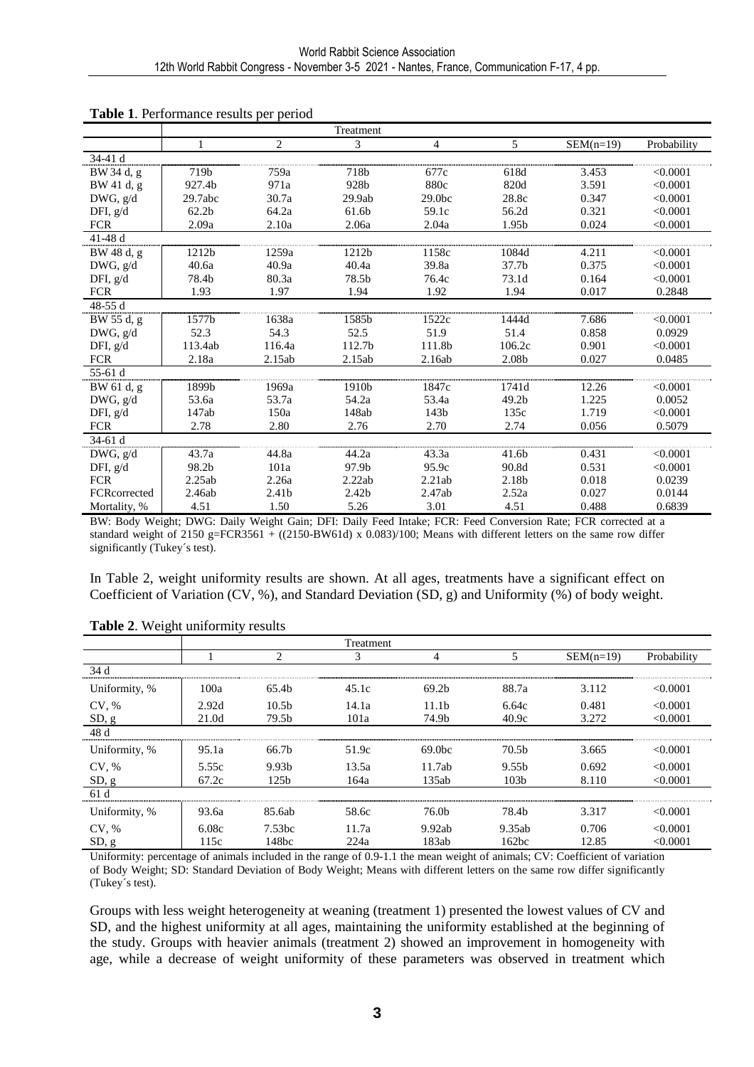**Table 1**. Performance results per period

| | Treatment | | | | | | |
|---|---|---|---|---|---|---|---|
| | 1 | 2 | 3 | 4 | 5 | SEM(n=19) | Probability |
| 34-41 d | | | | | | | |
| BW 34 d, g | 719b | 759a | 718b | 677c | 618d | 3.453 | <0.0001 |
| BW 41 d, g | 927.4b | 971a | 928b | 880c | 820d | 3.591 | <0.0001 |
| DWG, g/d | 29.7abc | 30.7a | 29.9ab | 29.0bc | 28.8c | 0.347 | <0.0001 |
| DFI, g/d | 62.2b | 64.2a | 61.6b | 59.1c | 56.2d | 0.321 | <0.0001 |
| FCR | 2.09a | 2.10a | 2.06a | 2.04a | 1.95b | 0.024 | <0.0001 |
| 41-48 d | | | | | | | |
| BW 48 d, g | 1212b | 1259a | 1212b | 1158c | 1084d | 4.211 | <0.0001 |
| DWG, g/d | 40.6a | 40.9a | 40.4a | 39.8a | 37.7b | 0.375 | <0.0001 |
| DFI, g/d | 78.4b | 80.3a | 78.5b | 76.4c | 73.1d | 0.164 | <0.0001 |
| FCR | 1.93 | 1.97 | 1.94 | 1.92 | 1.94 | 0.017 | 0.2848 |
| 48-55 d | | | | | | | |
| BW 55 d, g | 1577b | 1638a | 1585b | 1522c | 1444d | 7.686 | <0.0001 |
| DWG, g/d | 52.3 | 54.3 | 52.5 | 51.9 | 51.4 | 0.858 | 0.0929 |
| DFI, g/d | 113.4ab | 116.4a | 112.7b | 111.8b | 106.2c | 0.901 | <0.0001 |
| FCR | 2.18a | 2.15ab | 2.15ab | 2.16ab | 2.08b | 0.027 | 0.0485 |
| 55-61 d | | | | | | | |
| BW 61 d, g | 1899b | 1969a | 1910b | 1847c | 1741d | 12.26 | <0.0001 |
| DWG, g/d | 53.6a | 53.7a | 54.2a | 53.4a | 49.2b | 1.225 | 0.0052 |
| DFI, g/d | 147ab | 150a | 148ab | 143b | 135c | 1.719 | <0.0001 |
| FCR | 2.78 | 2.80 | 2.76 | 2.70 | 2.74 | 0.056 | 0.5079 |
| 34-61 d | | | | | | | |
| DWG, g/d | 43.7a | 44.8a | 44.2a | 43.3a | 41.6b | 0.431 | <0.0001 |
| DFI, g/d | 98.2b | 101a | 97.9b | 95.9c | 90.8d | 0.531 | <0.0001 |
| FCR | 2.25ab | 2.26a | 2.22ab | 2.21ab | 2.18b | 0.018 | 0.0239 |
| FCRcorrected | 2.46ab | 2.41b | 2.42b | 2.47ab | 2.52a | 0.027 | 0.0144 |
| Mortality, % | 4.51 | 1.50 | 5.26 | 3.01 | 4.51 | 0.488 | 0.6839 |

BW: Body Weight; DWG: Daily Weight Gain; DFI: Daily Feed Intake; FCR: Feed Conversion Rate; FCR corrected at a standard weight of 2150 g=FCR3561 + ((2150-BW61d) x 0.083)/100; Means with different letters on the same row differ significantly (Tukey´s test).

In Table 2, weight uniformity results are shown. At all ages, treatments have a significant effect on Coefficient of Variation (CV, %), and Standard Deviation (SD, g) and Uniformity (%) of body weight.

**Table 2**. Weight uniformity results

| | Treatment | | | | | | |
|---|---|---|---|---|---|---|---|
| | 1 | 2 | 3 | 4 | 5 | SEM(n=19) | Probability |
| 34 d | | | | | | | |
| Uniformity, % | 100a | 65.4b | 45.1c | 69.2b | 88.7a | 3.112 | <0.0001 |
| CV, % | 2.92d | 10.5b | 14.1a | 11.1b | 6.64c | 0.481 | <0.0001 |
| SD, g | 21.0d | 79.5b | 101a | 74.9b | 40.9c | 3.272 | <0.0001 |
| 48 d | | | | | | | |
| Uniformity, % | 95.1a | 66.7b | 51.9c | 69.0bc | 70.5b | 3.665 | <0.0001 |
| CV, % | 5.55c | 9.93b | 13.5a | 11.7ab | 9.55b | 0.692 | <0.0001 |
| SD, g | 67.2c | 125b | 164a | 135ab | 103b | 8.110 | <0.0001 |
| 61 d | | | | | | | |
| Uniformity, % | 93.6a | 85.6ab | 58.6c | 76.0b | 78.4b | 3.317 | <0.0001 |
| CV, % | 6.08c | 7.53bc | 11.7a | 9.92ab | 9.35ab | 0.706 | <0.0001 |
| SD, g | 115c | 148bc | 224a | 183ab | 162bc | 12.85 | <0.0001 |

Uniformity: percentage of animals included in the range of 0.9-1.1 the mean weight of animals; CV: Coefficient of variation of Body Weight; SD: Standard Deviation of Body Weight; Means with different letters on the same row differ significantly (Tukey´s test).

Groups with less weight heterogeneity at weaning (treatment 1) presented the lowest values of CV and SD, and the highest uniformity at all ages, maintaining the uniformity established at the beginning of the study. Groups with heavier animals (treatment 2) showed an improvement in homogeneity with age, while a decrease of weight uniformity of these parameters was observed in treatment which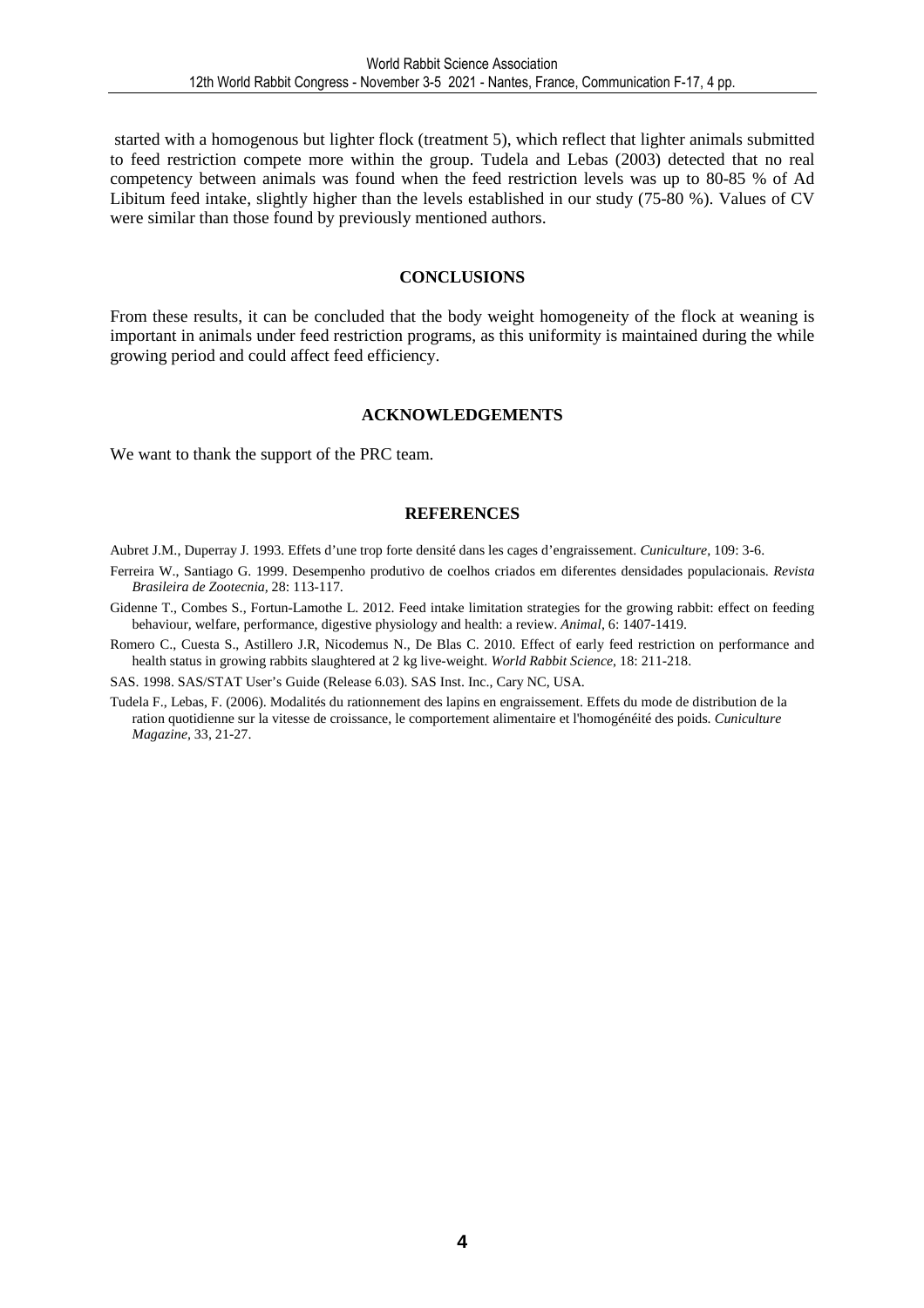started with a homogenous but lighter flock (treatment 5), which reflect that lighter animals submitted to feed restriction compete more within the group. Tudela and Lebas (2003) detected that no real competency between animals was found when the feed restriction levels was up to 80-85 % of Ad Libitum feed intake, slightly higher than the levels established in our study (75-80 %). Values of CV were similar than those found by previously mentioned authors.

## CONCLUSIONS

From these results, it can be concluded that the body weight homogeneity of the flock at weaning is important in animals under feed restriction programs, as this uniformity is maintained during the while growing period and could affect feed efficiency.

## ACKNOWLEDGEMENTS

We want to thank the support of the PRC team.

## REFERENCES

Aubret J.M., Duperray J. 1993. Effets d'une trop forte densité dans les cages d'engraissement. *Cuniculture*, 109: 3-6.

Ferreira W., Santiago G. 1999. Desempenho produtivo de coelhos criados em diferentes densidades populacionais. *Revista Brasileira de Zootecnia*, 28: 113-117.

Gidenne T., Combes S., Fortun-Lamothe L. 2012. Feed intake limitation strategies for the growing rabbit: effect on feeding behaviour, welfare, performance, digestive physiology and health: a review. *Animal*, 6: 1407-1419.

Romero C., Cuesta S., Astillero J.R, Nicodemus N., De Blas C. 2010. Effect of early feed restriction on performance and health status in growing rabbits slaughtered at 2 kg live-weight. *World Rabbit Science*, 18: 211-218.

SAS. 1998. SAS/STAT User's Guide (Release 6.03). SAS Inst. Inc., Cary NC, USA.

Tudela F., Lebas, F. (2006). Modalités du rationnement des lapins en engraissement. Effets du mode de distribution de la ration quotidienne sur la vitesse de croissance, le comportement alimentaire et l'homogénéité des poids. *Cuniculture Magazine*, 33, 21-27.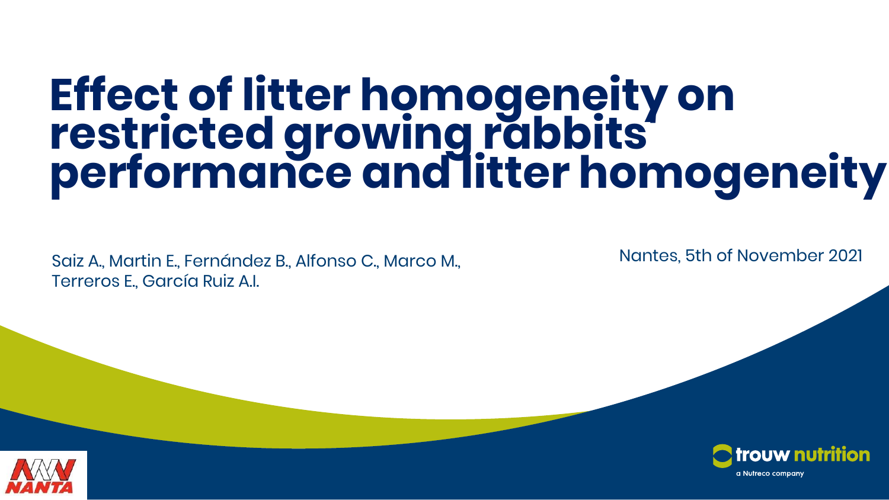# Effect of litter homogeneity on restricted growing rabbits' performance and litter homogeneity

Saiz A., Martin E., Fernández B., Alfonso C., Marco M., Terreros E., García Ruiz A.I.

Nantes, 5th of November 2021

NANTA

trouw nutrition

a Nutreco company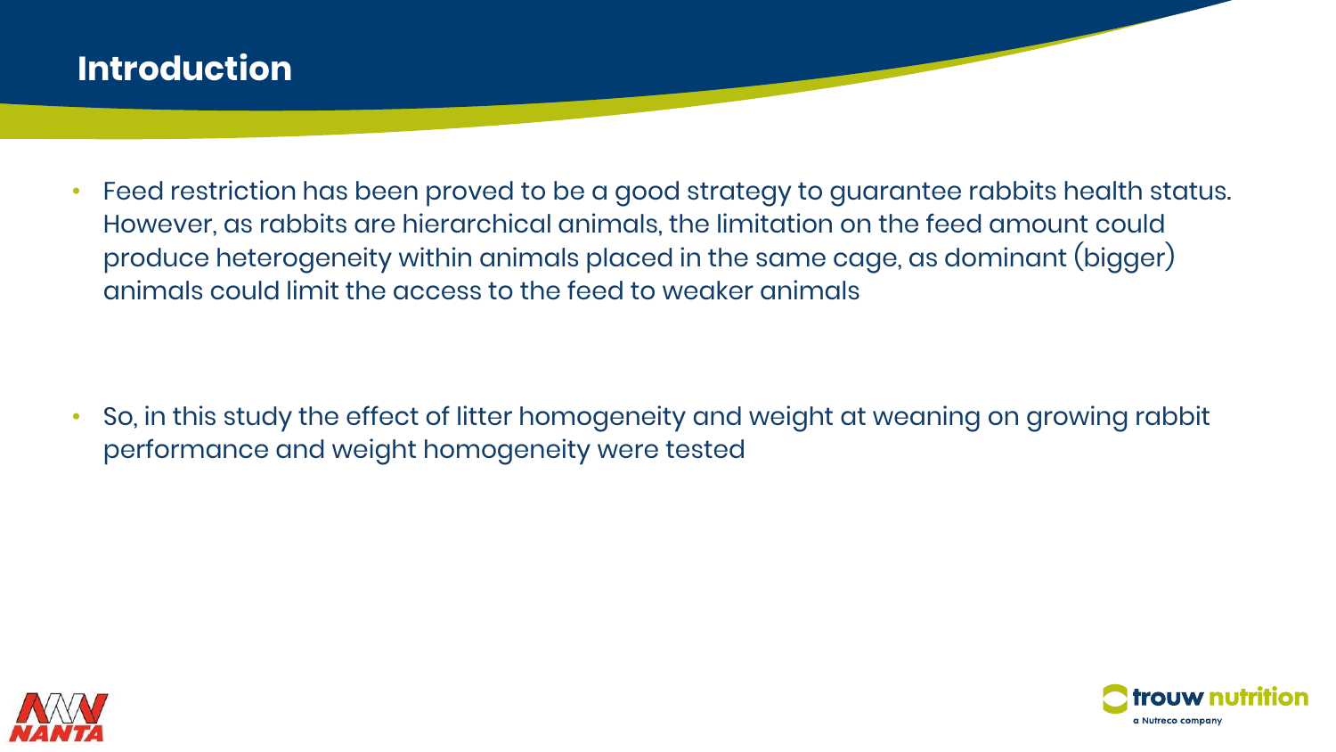# Introduction

- Feed restriction has been proved to be a good strategy to guarantee rabbits health status. However, as rabbits are hierarchical animals, the limitation on the feed amount could produce heterogeneity within animals placed in the same cage, as dominant (bigger) animals could limit the access to the feed to weaker animals

- So, in this study the effect of litter homogeneity and weight at weaning on growing rabbit performance and weight homogeneity were tested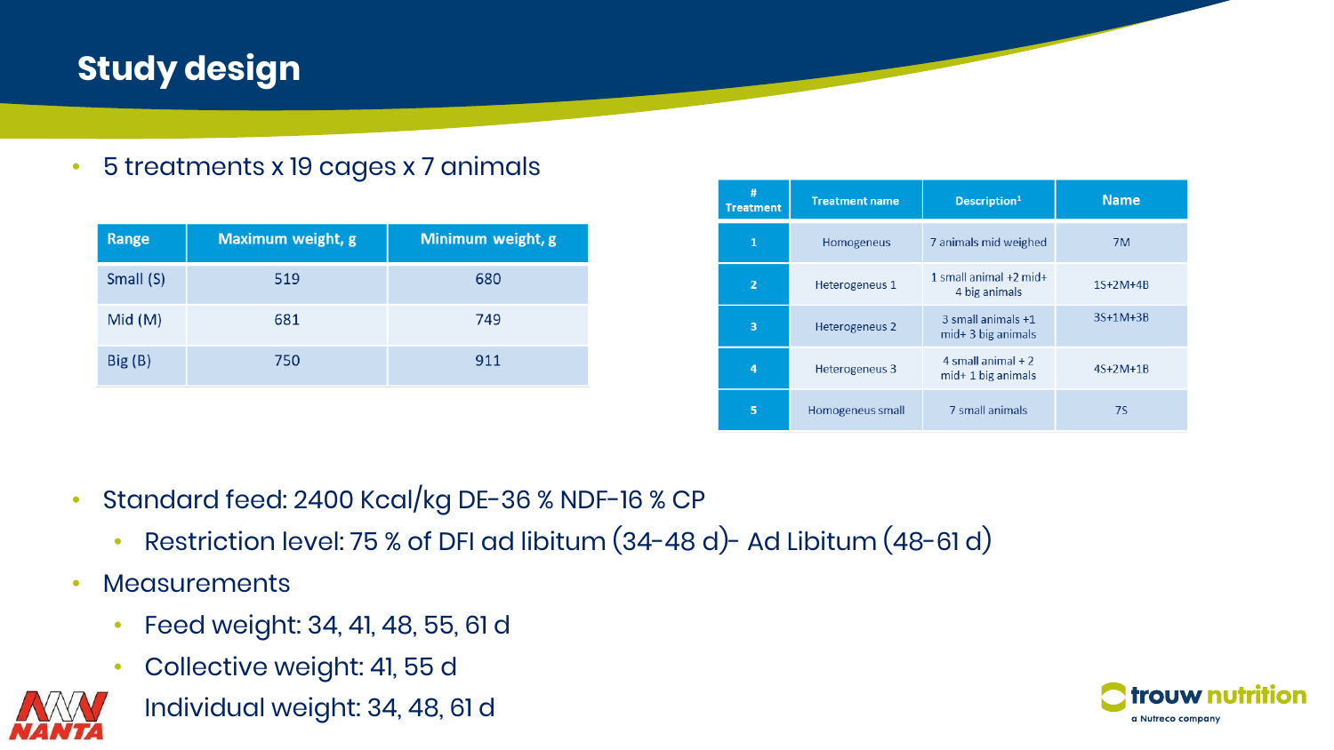# Study design

- 5 treatments x 19 cages x 7 animals

| Range | Maximum weight, g | Minimum weight, g |
|---|---|---|
| Small (S) | 519 | 680 |
| Mid (M) | 681 | 749 |
| Big (B) | 750 | 911 |

| # Treatment | Treatment name | Description[1] | Name |
|---|---|---|---|
| 1 | Homogeneus | 7 animals mid weighed | 7M |
| 2 | Heterogeneus 1 | 1 small animal +2 mid+ 4 big animals | 1S+2M+4B |
| 3 | Heterogeneus 2 | 3 small animals +1 mid+ 3 big animals | 3S+1M+3B |
| 4 | Heterogeneus 3 | 4 small animal + 2 mid+ 1 big animals | 4S+2M+1B |
| 5 | Homogeneus small | 7 small animals | 7S |

- Standard feed: 2400 Kcal/kg DE-36 % NDF-16 % CP
  - Restriction level: 75 % of DFI ad libitum (34-48 d)- Ad Libitum (48-61 d)
- Measurements
  - Feed weight: 34, 41, 48, 55, 61 d
  - Collective weight: 41, 55 d
  - Individual weight: 34, 48, 61 d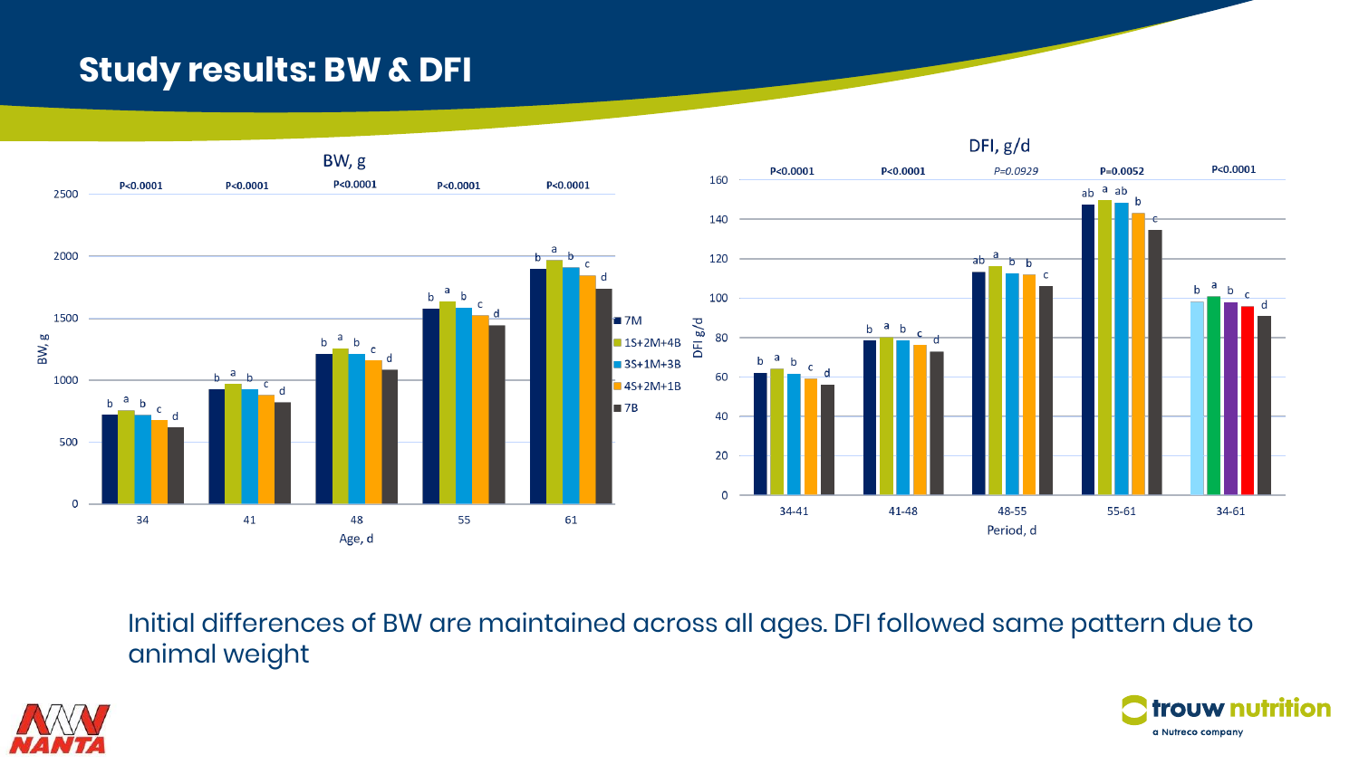# Study results: BW & DFI

**BW, g**

| Age, d | 34 | 41 | 48 | 55 | 61 |
|---|---|---|---|---|---|
| P | P<0.0001 | P<0.0001 | P<0.0001 | P<0.0001 | P<0.0001 |
| 7M | b | b | b | b | b |
| 1S+2M+4B | a | a | a | a | a |
| 3S+1M+3B | b | b | b | b | b |
| 4S+2M+1B | c | c | c | c | c |
| 7B | d | d | d | d | d |

**DFI, g/d**

| Period, d | 34-41 | 41-48 | 48-55 | 55-61 | 34-61 |
|---|---|---|---|---|---|
| P | P<0.0001 | P<0.0001 | *P=0.0929* | P=0.0052 | P<0.0001 |
| 7M | b | b | ab | ab | b |
| 1S+2M+4B | a | a | a | a | a |
| 3S+1M+3B | b | b | b | ab | b |
| 4S+2M+1B | c | c | b | b | c |
| 7B | d | d | c | c | d |

Initial differences of BW are maintained across all ages. DFI followed same pattern due to animal weight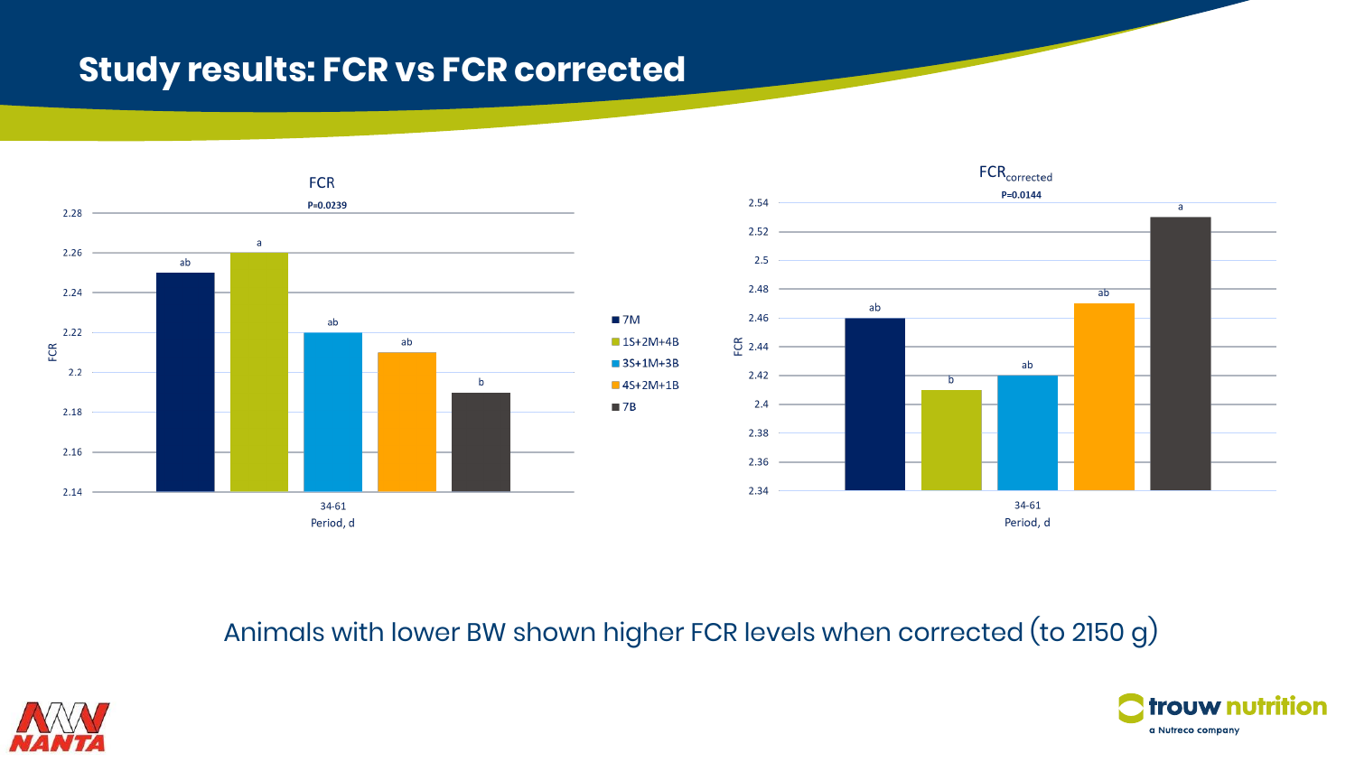# Study results: FCR vs FCR corrected

**FCR**

P=0.0239

| Treatment | FCR (34-61 d) | Significance |
|---|---|---|
| 7M | 2.25 | ab |
| 1S+2M+4B | 2.26 | a |
| 3S+1M+3B | 2.22 | ab |
| 4S+2M+1B | 2.21 | ab |
| 7B | 2.19 | b |

**$FCR_{corrected}$**

P=0.0144

| Treatment | $FCR_{corrected}$ (34-61 d) | Significance |
|---|---|---|
| 7M | 2.46 | ab |
| 1S+2M+4B | 2.41 | b |
| 3S+1M+3B | 2.42 | ab |
| 4S+2M+1B | 2.47 | ab |
| 7B | 2.53 | a |

Animals with lower BW shown higher FCR levels when corrected (to 2150 g)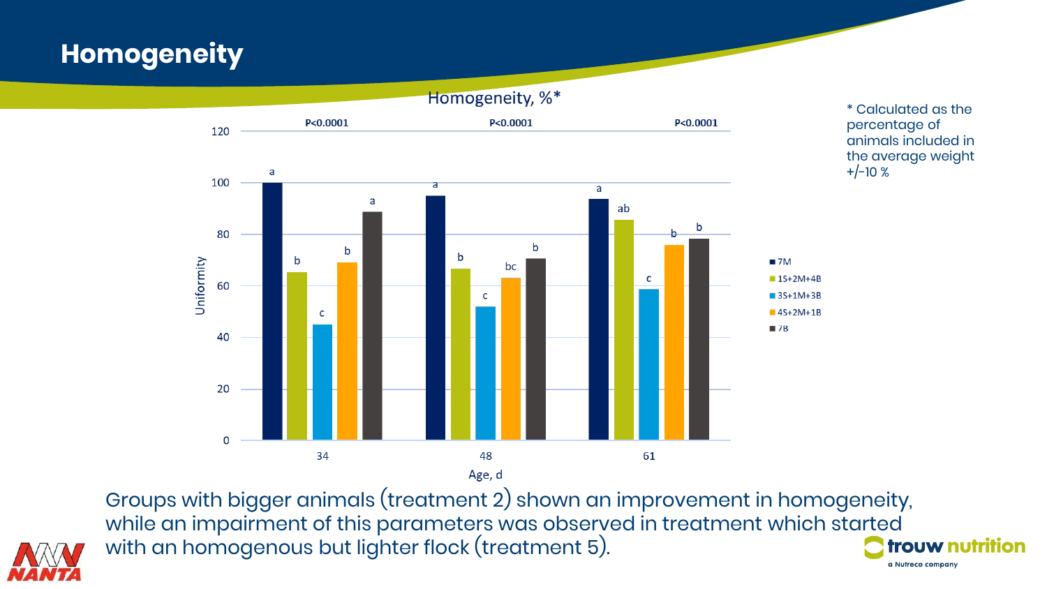# Homogeneity

Homogeneity, %*

| Age, d | 7M | 1S+2M+4B | 3S+1M+3B | 4S+2M+1B | 7B | P |
| --- | --- | --- | --- | --- | --- | --- |
| 34 | a | b | c | b | a | P<0.0001 |
| 48 | a | b | c | bc | b | P<0.0001 |
| 61 | a | ab | c | b | b | P<0.0001 |

\* Calculated as the percentage of animals included in the average weight +/-10 %

Groups with bigger animals (treatment 2) shown an improvement in homogeneity, while an impairment of this parameters was observed in treatment which started with an homogenous but lighter flock (treatment 5).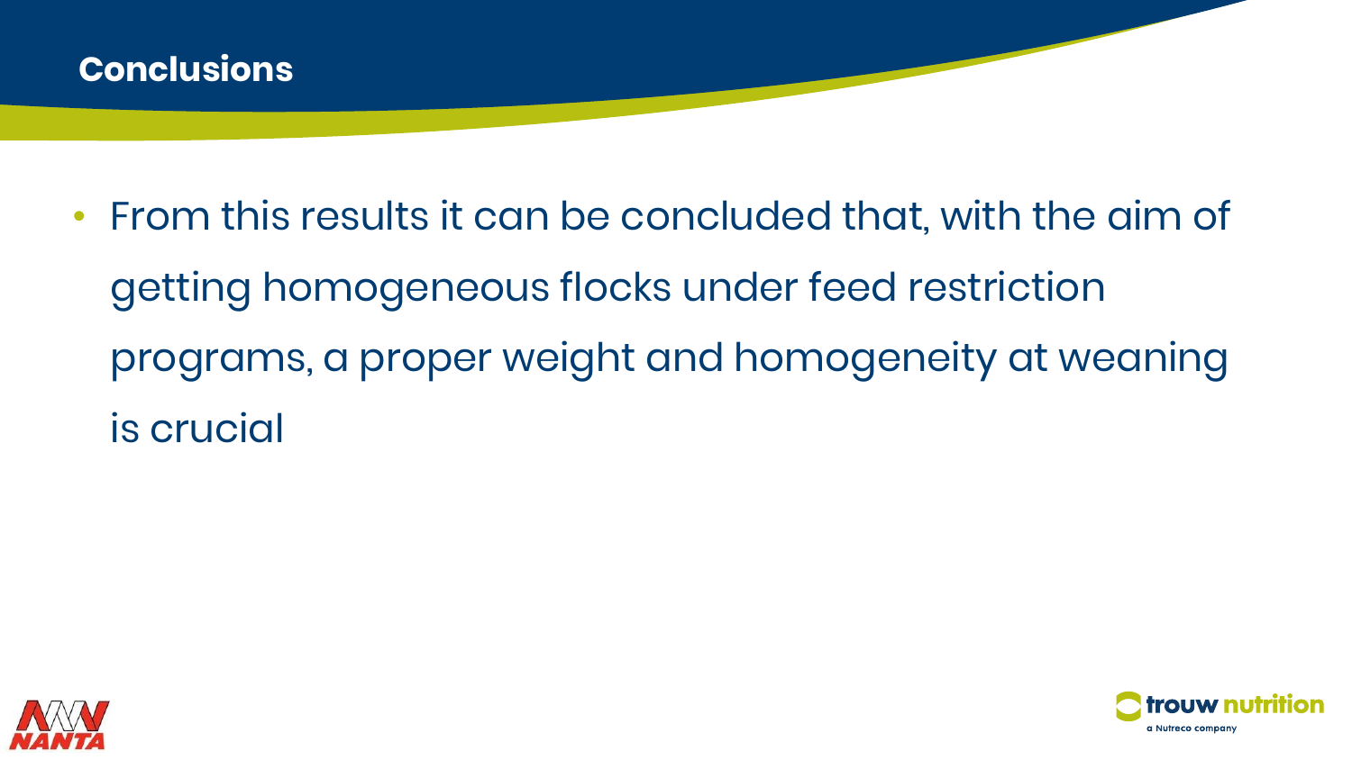# Conclusions

- From this results it can be concluded that, with the aim of getting homogeneous flocks under feed restriction programs, a proper weight and homogeneity at weaning is crucial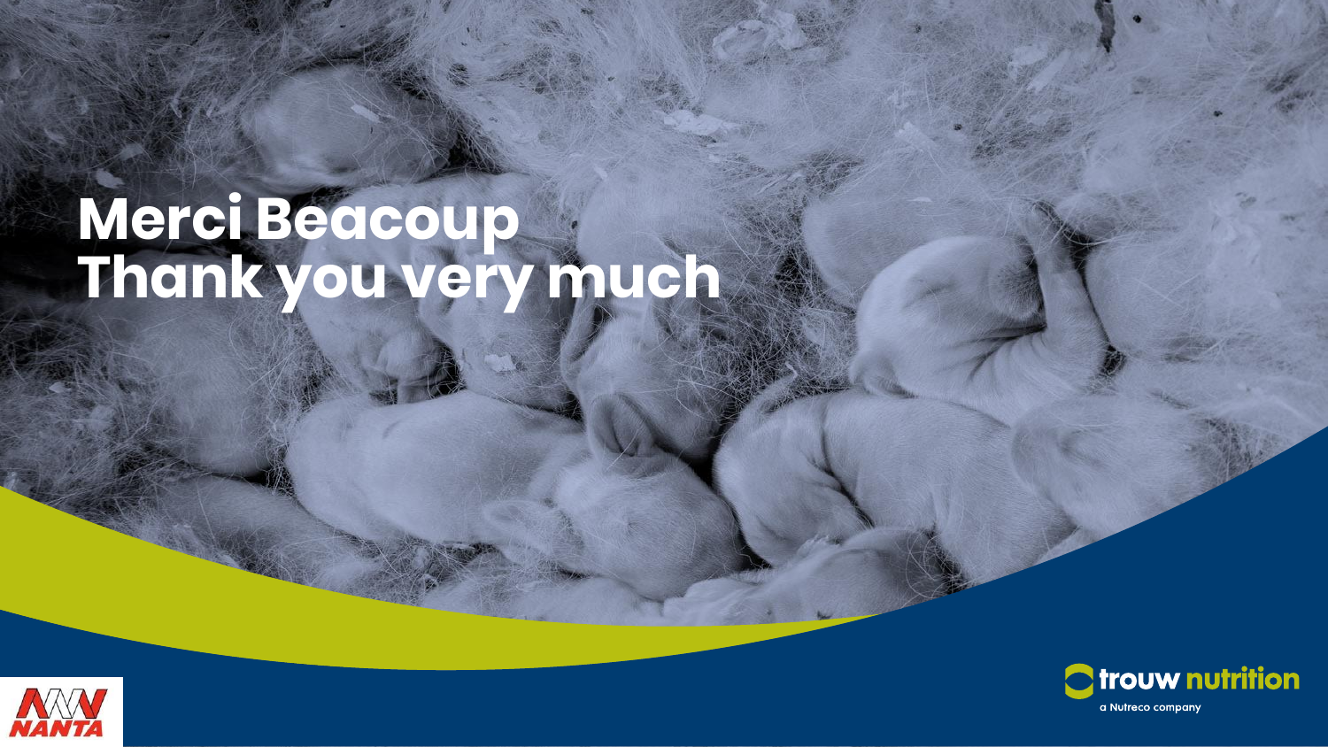# Merci Beacoup
# Thank you very much

trouw nutrition
a Nutreco company

NANTA